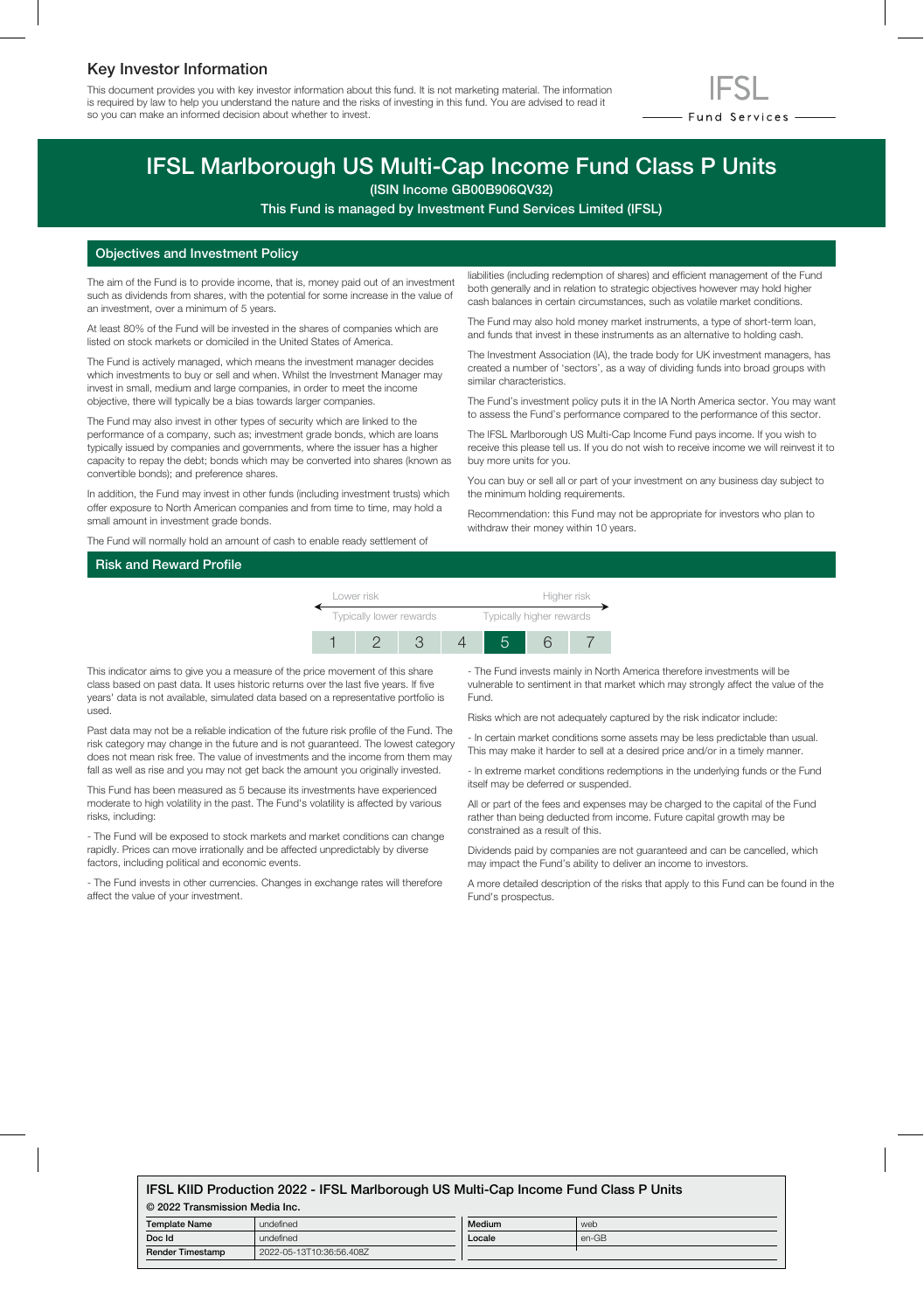## Key Investor Information

This document provides you with key investor information about this fund. It is not marketing material. The information is required by law to help you understand the nature and the risks of investing in this fund. You are advised to read it so you can make an informed decision about whether to invest.

IFSL Fund Services

# IFSL Marlborough US Multi-Cap Income Fund Class P Units

(ISIN Income GB00B906QV32)

This Fund is managed by Investment Fund Services Limited (IFSL)

## Objectives and Investment Policy

The aim of the Fund is to provide income, that is, money paid out of an investment such as dividends from shares, with the potential for some increase in the value of an investment, over a minimum of 5 years.

At least 80% of the Fund will be invested in the shares of companies which are listed on stock markets or domiciled in the United States of America.

The Fund is actively managed, which means the investment manager decides which investments to buy or sell and when. Whilst the Investment Manager may invest in small, medium and large companies, in order to meet the income objective, there will typically be a bias towards larger companies.

The Fund may also invest in other types of security which are linked to the performance of a company, such as; investment grade bonds, which are loans typically issued by companies and governments, where the issuer has a higher capacity to repay the debt; bonds which may be converted into shares (known as convertible bonds); and preference shares.

In addition, the Fund may invest in other funds (including investment trusts) which offer exposure to North American companies and from time to time, may hold a small amount in investment grade bonds.

The Fund will normally hold an amount of cash to enable ready settlement of liabilities (including redemption of shares) and efficient management of the Fund both generally and in relation to strategic objectives however may hold higher cash balances in certain circumstances, such as volatile market conditions.

The Fund may also hold money market instruments, a type of short-term loan, and funds that invest in these instruments as an alternative to holding cash.

The Investment Association (IA), the trade body for UK investment managers, has created a number of 'sectors', as a way of dividing funds into broad groups with similar characteristics.

The Fund's investment policy puts it in the IA North America sector. You may want to assess the Fund's performance compared to the performance of this sector.

The IFSL Marlborough US Multi-Cap Income Fund pays income. If you wish to receive this please tell us. If you do not wish to receive income we will reinvest it to buy more units for you.

You can buy or sell all or part of your investment on any business day subject to the minimum holding requirements.

Recommendation: this Fund may not be appropriate for investors who plan to withdraw their money within 10 years.

## Risk and Reward Profile

| Lower risk | | | | | | Higher risk |
|---|---|---|---|---|---|---|
| Typically lower rewards | | | | | | Typically higher rewards |
| 1 | 2 | 3 | 4 | **5** | 6 | 7 |

This indicator aims to give you a measure of the price movement of this share class based on past data. It uses historic returns over the last five years. If five years' data is not available, simulated data based on a representative portfolio is used.

Past data may not be a reliable indication of the future risk profile of the Fund. The risk category may change in the future and is not guaranteed. The lowest category does not mean risk free. The value of investments and the income from them may fall as well as rise and you may not get back the amount you originally invested.

This Fund has been measured as 5 because its investments have experienced moderate to high volatility in the past. The Fund's volatility is affected by various risks, including:

- The Fund will be exposed to stock markets and market conditions can change rapidly. Prices can move irrationally and be affected unpredictably by diverse factors, including political and economic events.

- The Fund invests in other currencies. Changes in exchange rates will therefore affect the value of your investment.

- The Fund invests mainly in North America therefore investments will be vulnerable to sentiment in that market which may strongly affect the value of the Fund.

Risks which are not adequately captured by the risk indicator include:

- In certain market conditions some assets may be less predictable than usual. This may make it harder to sell at a desired price and/or in a timely manner.

- In extreme market conditions redemptions in the underlying funds or the Fund itself may be deferred or suspended.

All or part of the fees and expenses may be charged to the capital of the Fund rather than being deducted from income. Future capital growth may be constrained as a result of this.

Dividends paid by companies are not guaranteed and can be cancelled, which may impact the Fund's ability to deliver an income to investors.

A more detailed description of the risks that apply to this Fund can be found in the Fund's prospectus.

**IFSL KIID Production 2022 - IFSL Marlborough US Multi-Cap Income Fund Class P Units**

**© 2022 Transmission Media Inc.**

| Template Name | undefined | Medium | web |
|---|---|---|---|
| Doc Id | undefined | Locale | en-GB |
| Render Timestamp | 2022-05-13T10:36:56.408Z | | |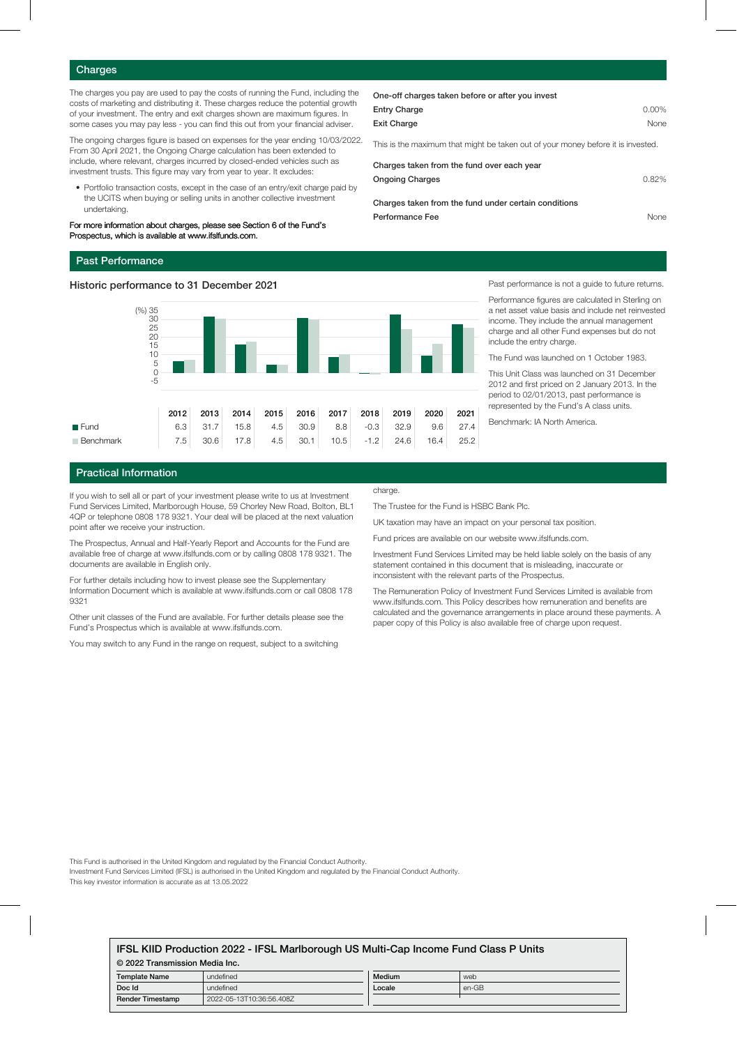## Charges

The charges you pay are used to pay the costs of running the Fund, including the costs of marketing and distributing it. These charges reduce the potential growth of your investment. The entry and exit charges shown are maximum figures. In some cases you may pay less - you can find this out from your financial adviser.

The ongoing charges figure is based on expenses for the year ending 10/03/2022. From 30 April 2021, the Ongoing Charge calculation has been extended to include, where relevant, charges incurred by closed-ended vehicles such as investment trusts. This figure may vary from year to year. It excludes:

- Portfolio transaction costs, except in the case of an entry/exit charge paid by the UCITS when buying or selling units in another collective investment undertaking.

**For more information about charges, please see Section 6 of the Fund's Prospectus, which is available at www.ifslfunds.com.**

| One-off charges taken before or after you invest | |
|---|---|
| **Entry Charge** | 0.00% |
| **Exit Charge** | None |

This is the maximum that might be taken out of your money before it is invested.

| Charges taken from the fund over each year | |
|---|---|
| **Ongoing Charges** | 0.82% |

| Charges taken from the fund under certain conditions | |
|---|---|
| **Performance Fee** | None |

## Past Performance

### Historic performance to 31 December 2021

(%) 35
30
25
20
15
10
5
0
-5

| | 2012 | 2013 | 2014 | 2015 | 2016 | 2017 | 2018 | 2019 | 2020 | 2021 |
|---|---|---|---|---|---|---|---|---|---|---|
| Fund | 6.3 | 31.7 | 15.8 | 4.5 | 30.9 | 8.8 | -0.3 | 32.9 | 9.6 | 27.4 |
| Benchmark | 7.5 | 30.6 | 17.8 | 4.5 | 30.1 | 10.5 | -1.2 | 24.6 | 16.4 | 25.2 |

Past performance is not a guide to future returns.

Performance figures are calculated in Sterling on a net asset value basis and include net reinvested income. They include the annual management charge and all other Fund expenses but do not include the entry charge.

The Fund was launched on 1 October 1983.

This Unit Class was launched on 31 December 2012 and first priced on 2 January 2013. In the period to 02/01/2013, past performance is represented by the Fund's A class units.

Benchmark: IA North America.

## Practical Information

If you wish to sell all or part of your investment please write to us at Investment Fund Services Limited, Marlborough House, 59 Chorley New Road, Bolton, BL1 4QP or telephone 0808 178 9321. Your deal will be placed at the next valuation point after we receive your instruction.

The Prospectus, Annual and Half-Yearly Report and Accounts for the Fund are available free of charge at www.ifslfunds.com or by calling 0808 178 9321. The documents are available in English only.

For further details including how to invest please see the Supplementary Information Document which is available at www.ifslfunds.com or call 0808 178 9321

Other unit classes of the Fund are available. For further details please see the Fund's Prospectus which is available at www.ifslfunds.com.

You may switch to any Fund in the range on request, subject to a switching charge.

The Trustee for the Fund is HSBC Bank Plc.

UK taxation may have an impact on your personal tax position.

Fund prices are available on our website www.ifslfunds.com.

Investment Fund Services Limited may be held liable solely on the basis of any statement contained in this document that is misleading, inaccurate or inconsistent with the relevant parts of the Prospectus.

The Remuneration Policy of Investment Fund Services Limited is available from www.ifslfunds.com. This Policy describes how remuneration and benefits are calculated and the governance arrangements in place around these payments. A paper copy of this Policy is also available free of charge upon request.

This Fund is authorised in the United Kingdom and regulated by the Financial Conduct Authority.
Investment Fund Services Limited (IFSL) is authorised in the United Kingdom and regulated by the Financial Conduct Authority.
This key investor information is accurate as at 13.05.2022